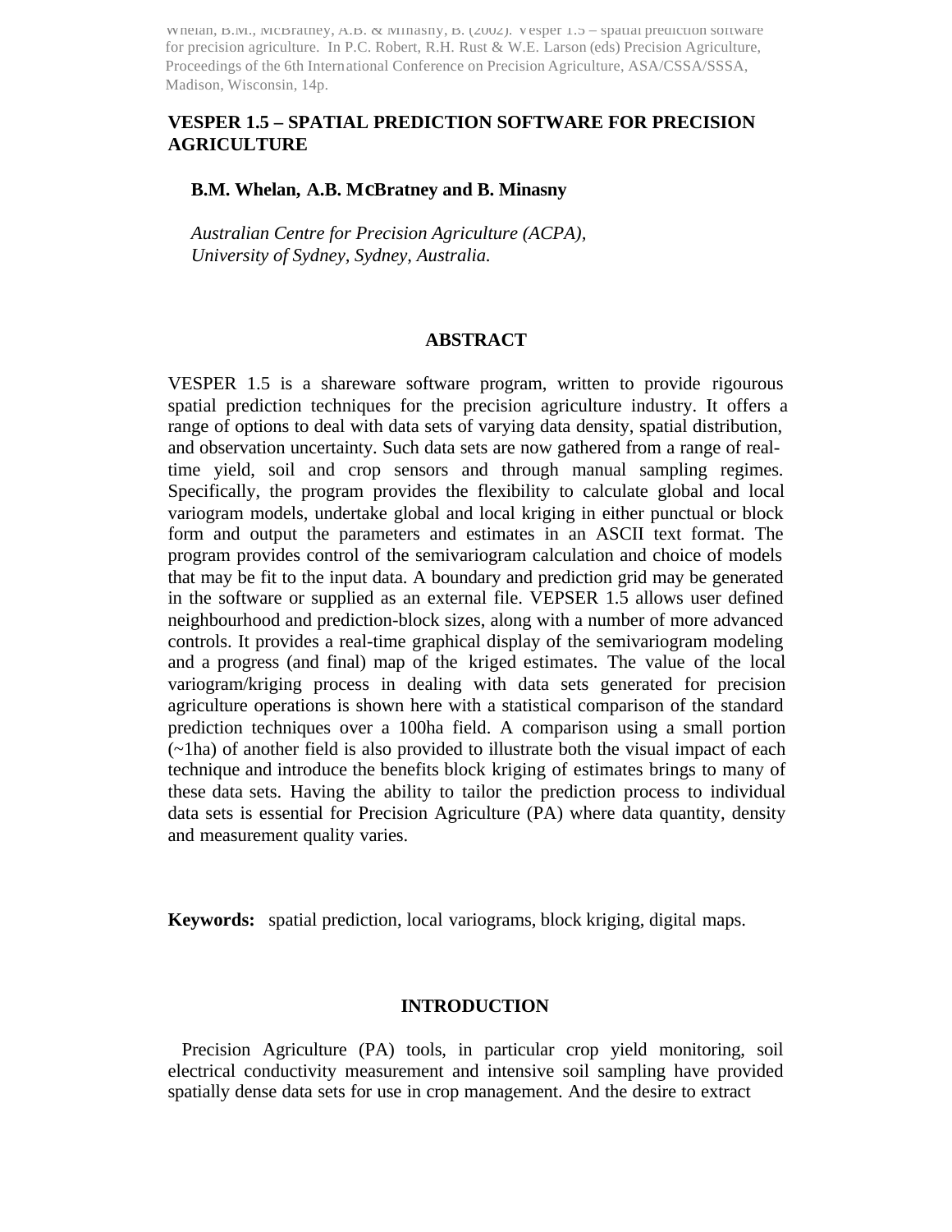Whelan, B.M., McBratney, A.B. & Minasny, B. (2002). Vesper 1.5 – spatial prediction software for precision agriculture. In P.C. Robert, R.H. Rust & W.E. Larson (eds) Precision Agriculture, Proceedings of the 6th International Conference on Precision Agriculture, ASA/CSSA/SSSA, Madison, Wisconsin, 14p.

# VESPER 1.5 – SPATIAL PREDICTION SOFTWARE FOR PRECISION AGRICULTURE

**B.M. Whelan, A.B. McBratney and B. Minasny**

*Australian Centre for Precision Agriculture (ACPA), University of Sydney, Sydney, Australia.*

## ABSTRACT

VESPER 1.5 is a shareware software program, written to provide rigourous spatial prediction techniques for the precision agriculture industry. It offers a range of options to deal with data sets of varying data density, spatial distribution, and observation uncertainty. Such data sets are now gathered from a range of real-time yield, soil and crop sensors and through manual sampling regimes. Specifically, the program provides the flexibility to calculate global and local variogram models, undertake global and local kriging in either punctual or block form and output the parameters and estimates in an ASCII text format. The program provides control of the semivariogram calculation and choice of models that may be fit to the input data. A boundary and prediction grid may be generated in the software or supplied as an external file. VEPSER 1.5 allows user defined neighbourhood and prediction-block sizes, along with a number of more advanced controls. It provides a real-time graphical display of the semivariogram modeling and a progress (and final) map of the kriged estimates. The value of the local variogram/kriging process in dealing with data sets generated for precision agriculture operations is shown here with a statistical comparison of the standard prediction techniques over a 100ha field. A comparison using a small portion (~1ha) of another field is also provided to illustrate both the visual impact of each technique and introduce the benefits block kriging of estimates brings to many of these data sets. Having the ability to tailor the prediction process to individual data sets is essential for Precision Agriculture (PA) where data quantity, density and measurement quality varies.

**Keywords:** spatial prediction, local variograms, block kriging, digital maps.

## INTRODUCTION

Precision Agriculture (PA) tools, in particular crop yield monitoring, soil electrical conductivity measurement and intensive soil sampling have provided spatially dense data sets for use in crop management. And the desire to extract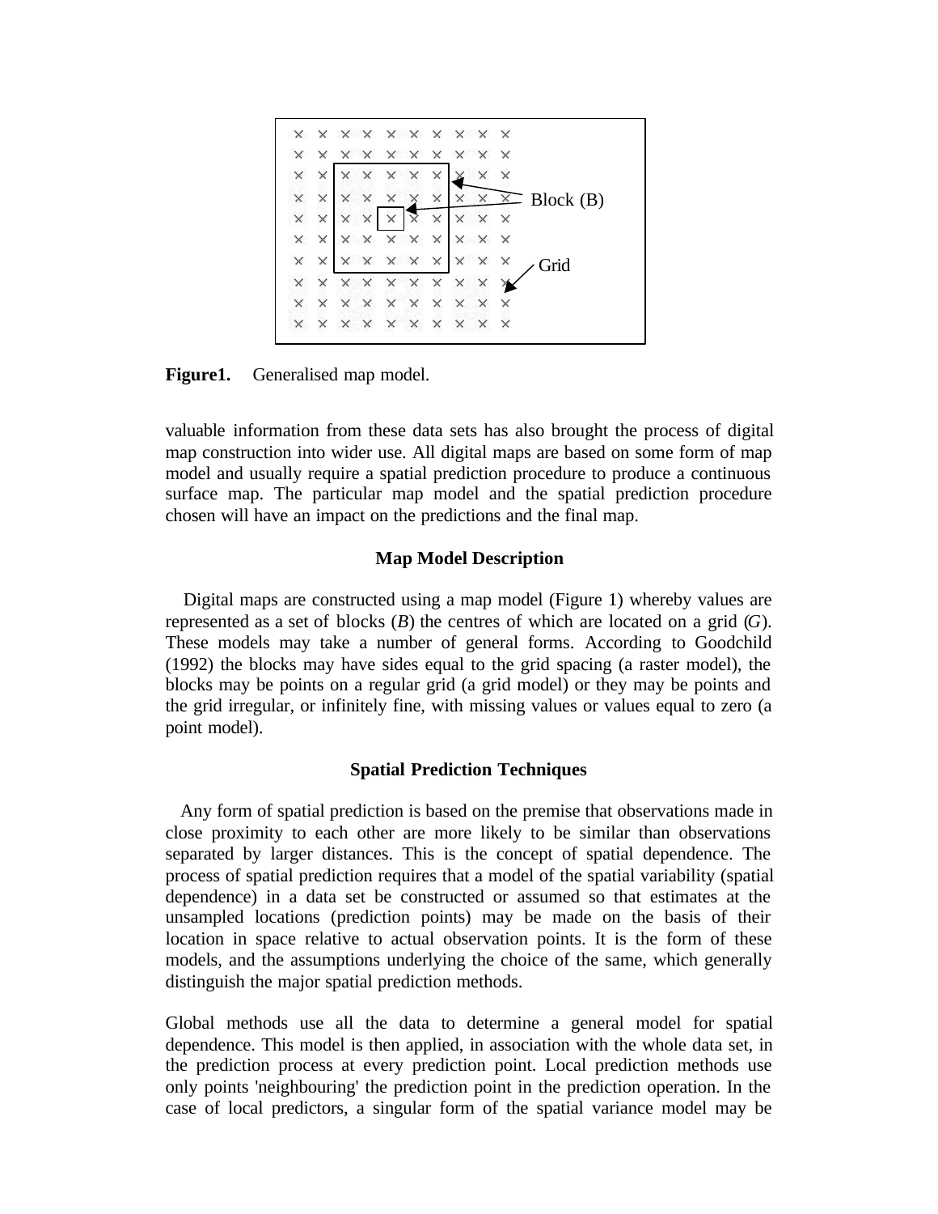**Figure1.** Generalised map model.

valuable information from these data sets has also brought the process of digital map construction into wider use. All digital maps are based on some form of map model and usually require a spatial prediction procedure to produce a continuous surface map. The particular map model and the spatial prediction procedure chosen will have an impact on the predictions and the final map.

## Map Model Description

Digital maps are constructed using a map model (Figure 1) whereby values are represented as a set of blocks (*B*) the centres of which are located on a grid (*G*). These models may take a number of general forms. According to Goodchild (1992) the blocks may have sides equal to the grid spacing (a raster model), the blocks may be points on a regular grid (a grid model) or they may be points and the grid irregular, or infinitely fine, with missing values or values equal to zero (a point model).

## Spatial Prediction Techniques

Any form of spatial prediction is based on the premise that observations made in close proximity to each other are more likely to be similar than observations separated by larger distances. This is the concept of spatial dependence. The process of spatial prediction requires that a model of the spatial variability (spatial dependence) in a data set be constructed or assumed so that estimates at the unsampled locations (prediction points) may be made on the basis of their location in space relative to actual observation points. It is the form of these models, and the assumptions underlying the choice of the same, which generally distinguish the major spatial prediction methods.

Global methods use all the data to determine a general model for spatial dependence. This model is then applied, in association with the whole data set, in the prediction process at every prediction point. Local prediction methods use only points 'neighbouring' the prediction point in the prediction operation. In the case of local predictors, a singular form of the spatial variance model may be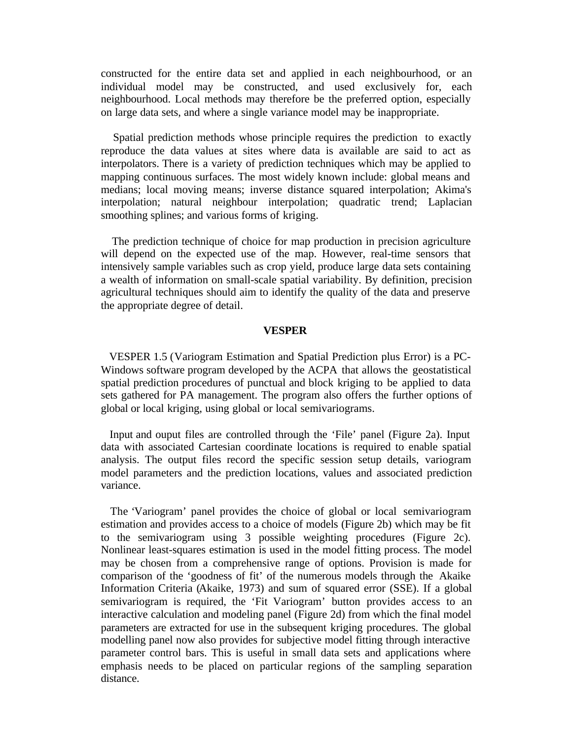constructed for the entire data set and applied in each neighbourhood, or an individual model may be constructed, and used exclusively for, each neighbourhood. Local methods may therefore be the preferred option, especially on large data sets, and where a single variance model may be inappropriate.

Spatial prediction methods whose principle requires the prediction to exactly reproduce the data values at sites where data is available are said to act as interpolators. There is a variety of prediction techniques which may be applied to mapping continuous surfaces. The most widely known include: global means and medians; local moving means; inverse distance squared interpolation; Akima's interpolation; natural neighbour interpolation; quadratic trend; Laplacian smoothing splines; and various forms of kriging.

The prediction technique of choice for map production in precision agriculture will depend on the expected use of the map. However, real-time sensors that intensively sample variables such as crop yield, produce large data sets containing a wealth of information on small-scale spatial variability. By definition, precision agricultural techniques should aim to identify the quality of the data and preserve the appropriate degree of detail.

## VESPER

VESPER 1.5 (Variogram Estimation and Spatial Prediction plus Error) is a PC-Windows software program developed by the ACPA that allows the geostatistical spatial prediction procedures of punctual and block kriging to be applied to data sets gathered for PA management. The program also offers the further options of global or local kriging, using global or local semivariograms.

Input and ouput files are controlled through the 'File' panel (Figure 2a). Input data with associated Cartesian coordinate locations is required to enable spatial analysis. The output files record the specific session setup details, variogram model parameters and the prediction locations, values and associated prediction variance.

The 'Variogram' panel provides the choice of global or local semivariogram estimation and provides access to a choice of models (Figure 2b) which may be fit to the semivariogram using 3 possible weighting procedures (Figure 2c). Nonlinear least-squares estimation is used in the model fitting process. The model may be chosen from a comprehensive range of options. Provision is made for comparison of the 'goodness of fit' of the numerous models through the Akaike Information Criteria (Akaike, 1973) and sum of squared error (SSE). If a global semivariogram is required, the 'Fit Variogram' button provides access to an interactive calculation and modeling panel (Figure 2d) from which the final model parameters are extracted for use in the subsequent kriging procedures. The global modelling panel now also provides for subjective model fitting through interactive parameter control bars. This is useful in small data sets and applications where emphasis needs to be placed on particular regions of the sampling separation distance.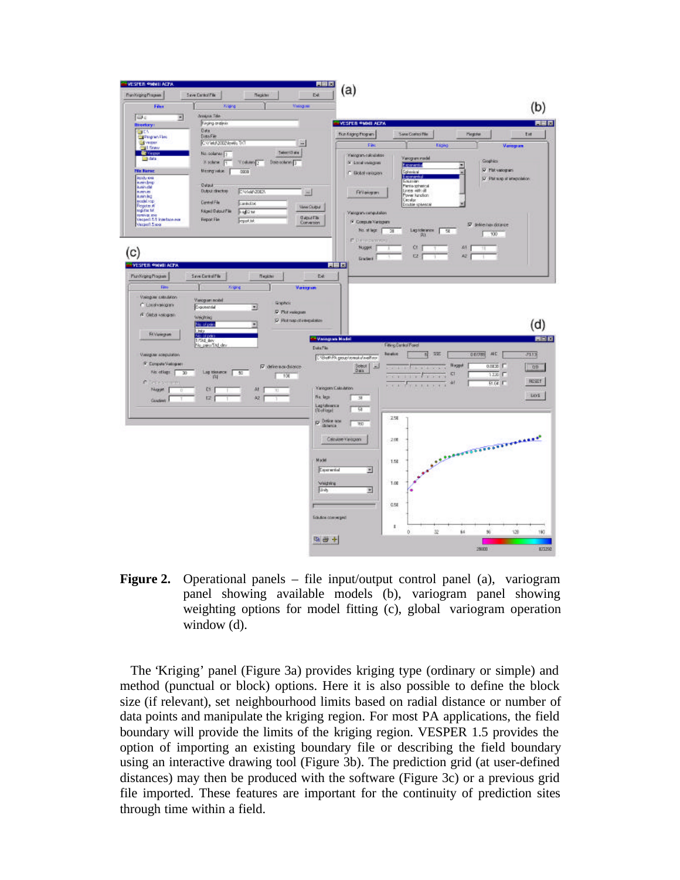**Figure 2.** Operational panels – file input/output control panel (a), variogram panel showing available models (b), variogram panel showing weighting options for model fitting (c), global variogram operation window (d).

The 'Kriging' panel (Figure 3a) provides kriging type (ordinary or simple) and method (punctual or block) options. Here it is also possible to define the block size (if relevant), set neighbourhood limits based on radial distance or number of data points and manipulate the kriging region. For most PA applications, the field boundary will provide the limits of the kriging region. VESPER 1.5 provides the option of importing an existing boundary file or describing the field boundary using an interactive drawing tool (Figure 3b). The prediction grid (at user-defined distances) may then be produced with the software (Figure 3c) or a previous grid file imported. These features are important for the continuity of prediction sites through time within a field.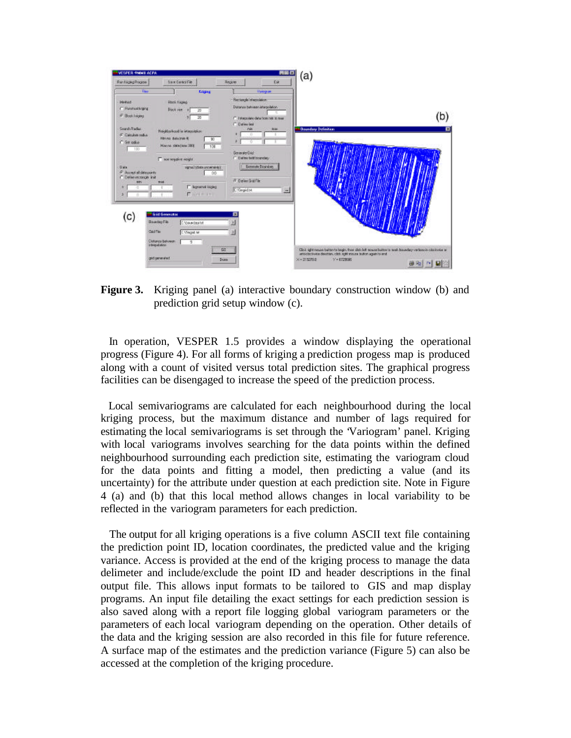**Figure 3.** Kriging panel (a) interactive boundary construction window (b) and prediction grid setup window (c).

In operation, VESPER 1.5 provides a window displaying the operational progress (Figure 4). For all forms of kriging a prediction progess map is produced along with a count of visited versus total prediction sites. The graphical progress facilities can be disengaged to increase the speed of the prediction process.

Local semivariograms are calculated for each neighbourhood during the local kriging process, but the maximum distance and number of lags required for estimating the local semivariograms is set through the 'Variogram' panel. Kriging with local variograms involves searching for the data points within the defined neighbourhood surrounding each prediction site, estimating the variogram cloud for the data points and fitting a model, then predicting a value (and its uncertainty) for the attribute under question at each prediction site. Note in Figure 4 (a) and (b) that this local method allows changes in local variability to be reflected in the variogram parameters for each prediction.

The output for all kriging operations is a five column ASCII text file containing the prediction point ID, location coordinates, the predicted value and the kriging variance. Access is provided at the end of the kriging process to manage the data delimeter and include/exclude the point ID and header descriptions in the final output file. This allows input formats to be tailored to GIS and map display programs. An input file detailing the exact settings for each prediction session is also saved along with a report file logging global variogram parameters or the parameters of each local variogram depending on the operation. Other details of the data and the kriging session are also recorded in this file for future reference. A surface map of the estimates and the prediction variance (Figure 5) can also be accessed at the completion of the kriging procedure.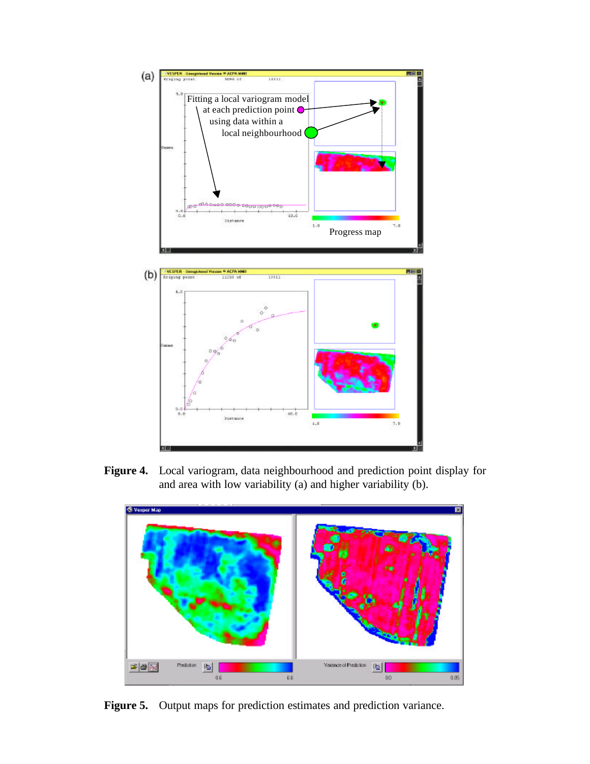**Figure 4.** Local variogram, data neighbourhood and prediction point display for and area with low variability (a) and higher variability (b).

**Figure 5.** Output maps for prediction estimates and prediction variance.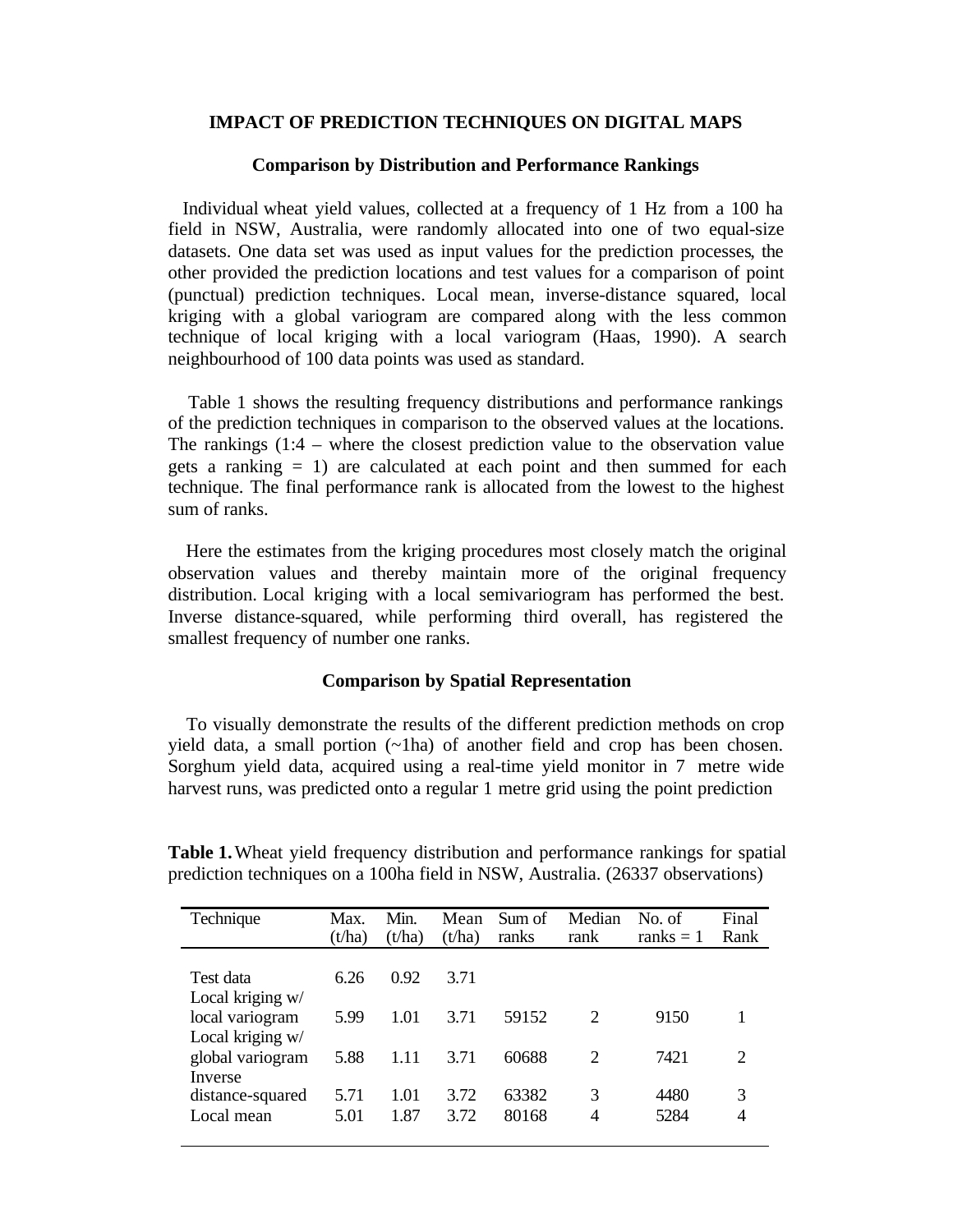## IMPACT OF PREDICTION TECHNIQUES ON DIGITAL MAPS

### Comparison by Distribution and Performance Rankings

Individual wheat yield values, collected at a frequency of 1 Hz from a 100 ha field in NSW, Australia, were randomly allocated into one of two equal-size datasets. One data set was used as input values for the prediction processes, the other provided the prediction locations and test values for a comparison of point (punctual) prediction techniques. Local mean, inverse-distance squared, local kriging with a global variogram are compared along with the less common technique of local kriging with a local variogram (Haas, 1990). A search neighbourhood of 100 data points was used as standard.

Table 1 shows the resulting frequency distributions and performance rankings of the prediction techniques in comparison to the observed values at the locations. The rankings (1:4 – where the closest prediction value to the observation value gets a ranking = 1) are calculated at each point and then summed for each technique. The final performance rank is allocated from the lowest to the highest sum of ranks.

Here the estimates from the kriging procedures most closely match the original observation values and thereby maintain more of the original frequency distribution. Local kriging with a local semivariogram has performed the best. Inverse distance-squared, while performing third overall, has registered the smallest frequency of number one ranks.

### Comparison by Spatial Representation

To visually demonstrate the results of the different prediction methods on crop yield data, a small portion (~1ha) of another field and crop has been chosen. Sorghum yield data, acquired using a real-time yield monitor in 7 metre wide harvest runs, was predicted onto a regular 1 metre grid using the point prediction

**Table 1.** Wheat yield frequency distribution and performance rankings for spatial prediction techniques on a 100ha field in NSW, Australia. (26337 observations)

| Technique | Max. (t/ha) | Min. (t/ha) | Mean (t/ha) | Sum of ranks | Median rank | No. of ranks = 1 | Final Rank |
|---|---|---|---|---|---|---|---|
| Test data | 6.26 | 0.92 | 3.71 | | | | |
| Local kriging w/ local variogram | 5.99 | 1.01 | 3.71 | 59152 | 2 | 9150 | 1 |
| Local kriging w/ global variogram | 5.88 | 1.11 | 3.71 | 60688 | 2 | 7421 | 2 |
| Inverse distance-squared | 5.71 | 1.01 | 3.72 | 63382 | 3 | 4480 | 3 |
| Local mean | 5.01 | 1.87 | 3.72 | 80168 | 4 | 5284 | 4 |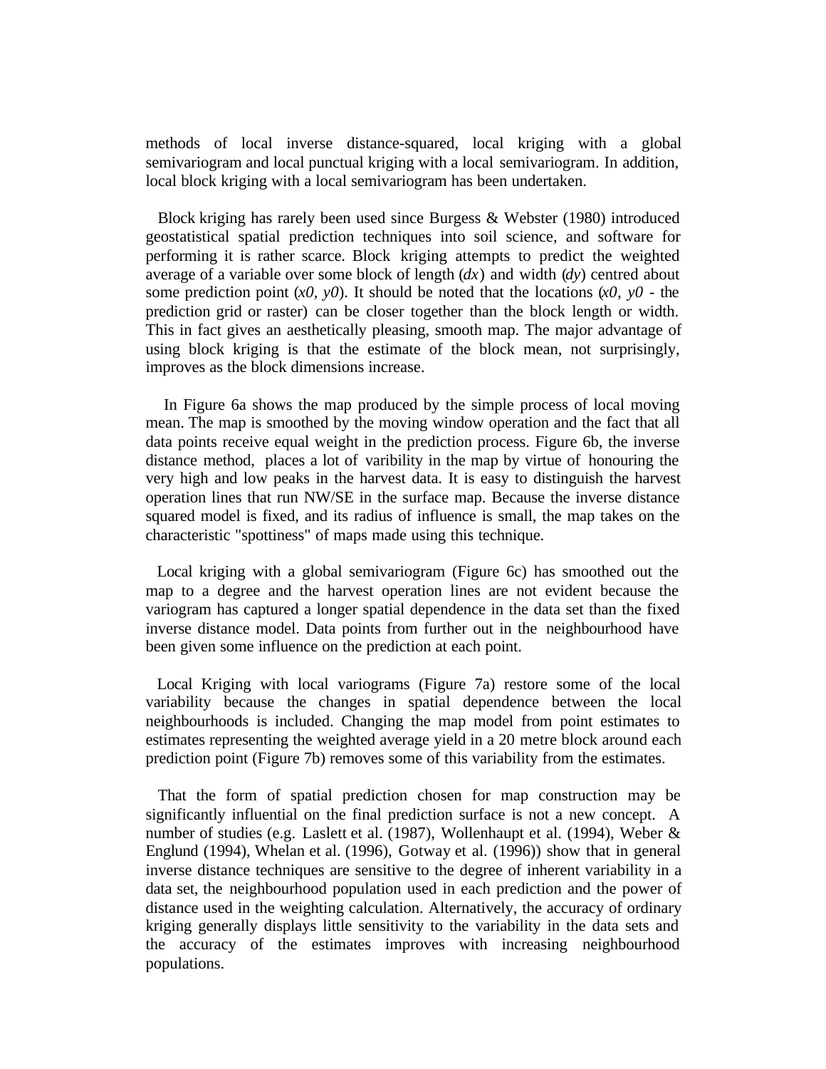methods of local inverse distance-squared, local kriging with a global semivariogram and local punctual kriging with a local semivariogram. In addition, local block kriging with a local semivariogram has been undertaken.

Block kriging has rarely been used since Burgess & Webster (1980) introduced geostatistical spatial prediction techniques into soil science, and software for performing it is rather scarce. Block kriging attempts to predict the weighted average of a variable over some block of length (*dx*) and width (*dy*) centred about some prediction point (*x0, y0*). It should be noted that the locations (*x0, y0* - the prediction grid or raster) can be closer together than the block length or width. This in fact gives an aesthetically pleasing, smooth map. The major advantage of using block kriging is that the estimate of the block mean, not surprisingly, improves as the block dimensions increase.

In Figure 6a shows the map produced by the simple process of local moving mean. The map is smoothed by the moving window operation and the fact that all data points receive equal weight in the prediction process. Figure 6b, the inverse distance method, places a lot of varibility in the map by virtue of honouring the very high and low peaks in the harvest data. It is easy to distinguish the harvest operation lines that run NW/SE in the surface map. Because the inverse distance squared model is fixed, and its radius of influence is small, the map takes on the characteristic "spottiness" of maps made using this technique.

Local kriging with a global semivariogram (Figure 6c) has smoothed out the map to a degree and the harvest operation lines are not evident because the variogram has captured a longer spatial dependence in the data set than the fixed inverse distance model. Data points from further out in the neighbourhood have been given some influence on the prediction at each point.

Local Kriging with local variograms (Figure 7a) restore some of the local variability because the changes in spatial dependence between the local neighbourhoods is included. Changing the map model from point estimates to estimates representing the weighted average yield in a 20 metre block around each prediction point (Figure 7b) removes some of this variability from the estimates.

That the form of spatial prediction chosen for map construction may be significantly influential on the final prediction surface is not a new concept. A number of studies (e.g. Laslett et al. (1987), Wollenhaupt et al. (1994), Weber & Englund (1994), Whelan et al. (1996), Gotway et al. (1996)) show that in general inverse distance techniques are sensitive to the degree of inherent variability in a data set, the neighbourhood population used in each prediction and the power of distance used in the weighting calculation. Alternatively, the accuracy of ordinary kriging generally displays little sensitivity to the variability in the data sets and the accuracy of the estimates improves with increasing neighbourhood populations.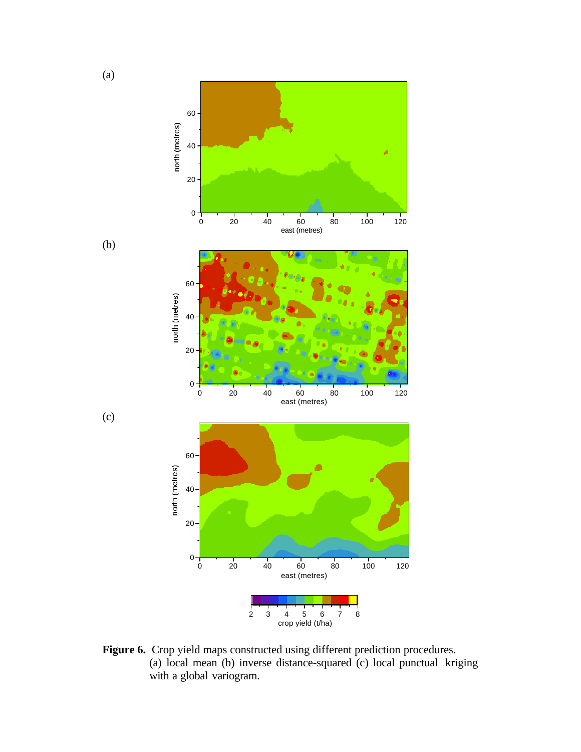**Figure 6.** Crop yield maps constructed using different prediction procedures. (a) local mean (b) inverse distance-squared (c) local punctual kriging with a global variogram.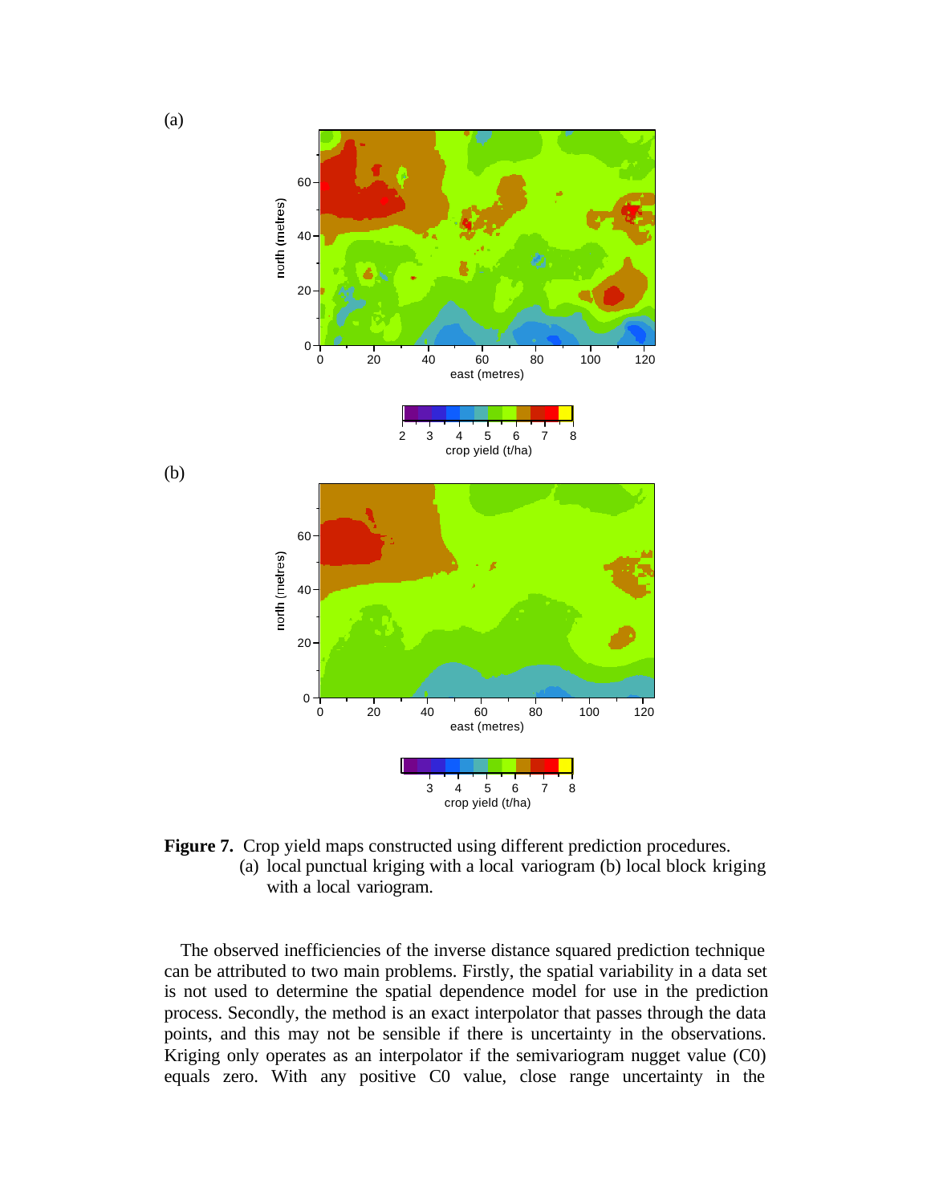(a)

(b)

**Figure 7.** Crop yield maps constructed using different prediction procedures. (a) local punctual kriging with a local variogram (b) local block kriging with a local variogram.

The observed inefficiencies of the inverse distance squared prediction technique can be attributed to two main problems. Firstly, the spatial variability in a data set is not used to determine the spatial dependence model for use in the prediction process. Secondly, the method is an exact interpolator that passes through the data points, and this may not be sensible if there is uncertainty in the observations. Kriging only operates as an interpolator if the semivariogram nugget value (C0) equals zero. With any positive C0 value, close range uncertainty in the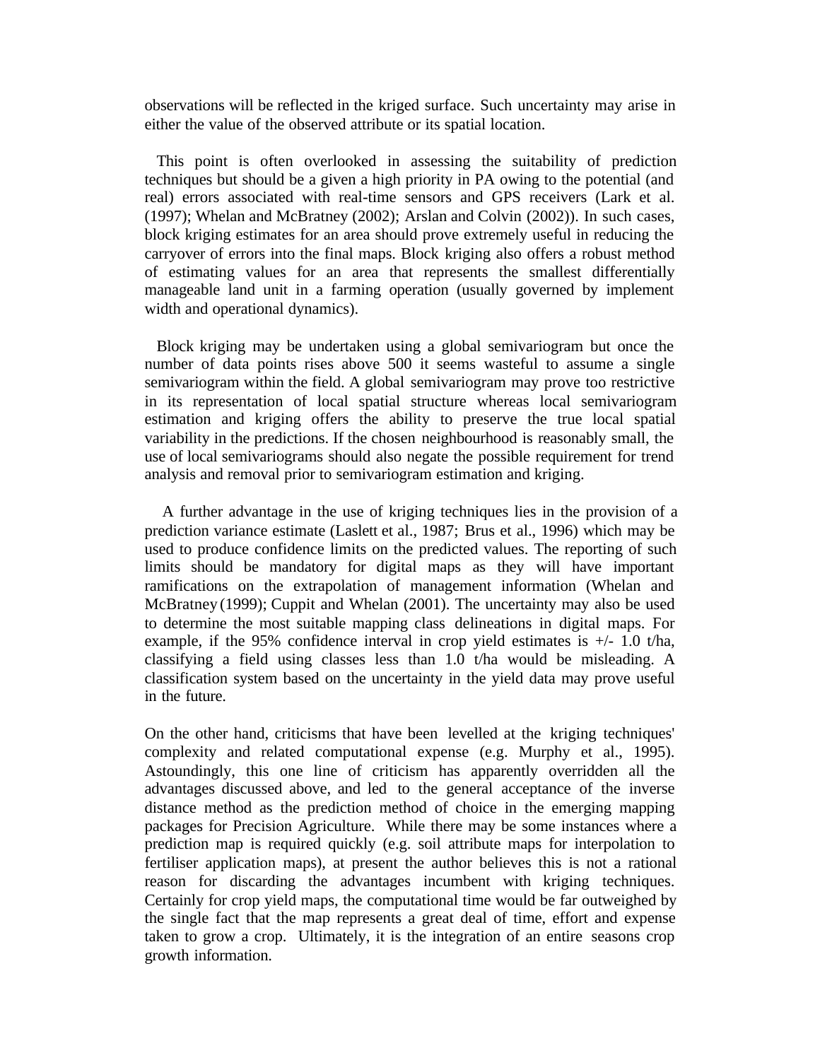observations will be reflected in the kriged surface. Such uncertainty may arise in either the value of the observed attribute or its spatial location.

This point is often overlooked in assessing the suitability of prediction techniques but should be a given a high priority in PA owing to the potential (and real) errors associated with real-time sensors and GPS receivers (Lark et al. (1997); Whelan and McBratney (2002); Arslan and Colvin (2002)). In such cases, block kriging estimates for an area should prove extremely useful in reducing the carryover of errors into the final maps. Block kriging also offers a robust method of estimating values for an area that represents the smallest differentially manageable land unit in a farming operation (usually governed by implement width and operational dynamics).

Block kriging may be undertaken using a global semivariogram but once the number of data points rises above 500 it seems wasteful to assume a single semivariogram within the field. A global semivariogram may prove too restrictive in its representation of local spatial structure whereas local semivariogram estimation and kriging offers the ability to preserve the true local spatial variability in the predictions. If the chosen neighbourhood is reasonably small, the use of local semivariograms should also negate the possible requirement for trend analysis and removal prior to semivariogram estimation and kriging.

A further advantage in the use of kriging techniques lies in the provision of a prediction variance estimate (Laslett et al., 1987; Brus et al., 1996) which may be used to produce confidence limits on the predicted values. The reporting of such limits should be mandatory for digital maps as they will have important ramifications on the extrapolation of management information (Whelan and McBratney (1999); Cuppit and Whelan (2001). The uncertainty may also be used to determine the most suitable mapping class delineations in digital maps. For example, if the 95% confidence interval in crop yield estimates is +/- 1.0 t/ha, classifying a field using classes less than 1.0 t/ha would be misleading. A classification system based on the uncertainty in the yield data may prove useful in the future.

On the other hand, criticisms that have been levelled at the kriging techniques' complexity and related computational expense (e.g. Murphy et al., 1995). Astoundingly, this one line of criticism has apparently overridden all the advantages discussed above, and led to the general acceptance of the inverse distance method as the prediction method of choice in the emerging mapping packages for Precision Agriculture. While there may be some instances where a prediction map is required quickly (e.g. soil attribute maps for interpolation to fertiliser application maps), at present the author believes this is not a rational reason for discarding the advantages incumbent with kriging techniques. Certainly for crop yield maps, the computational time would be far outweighed by the single fact that the map represents a great deal of time, effort and expense taken to grow a crop. Ultimately, it is the integration of an entire seasons crop growth information.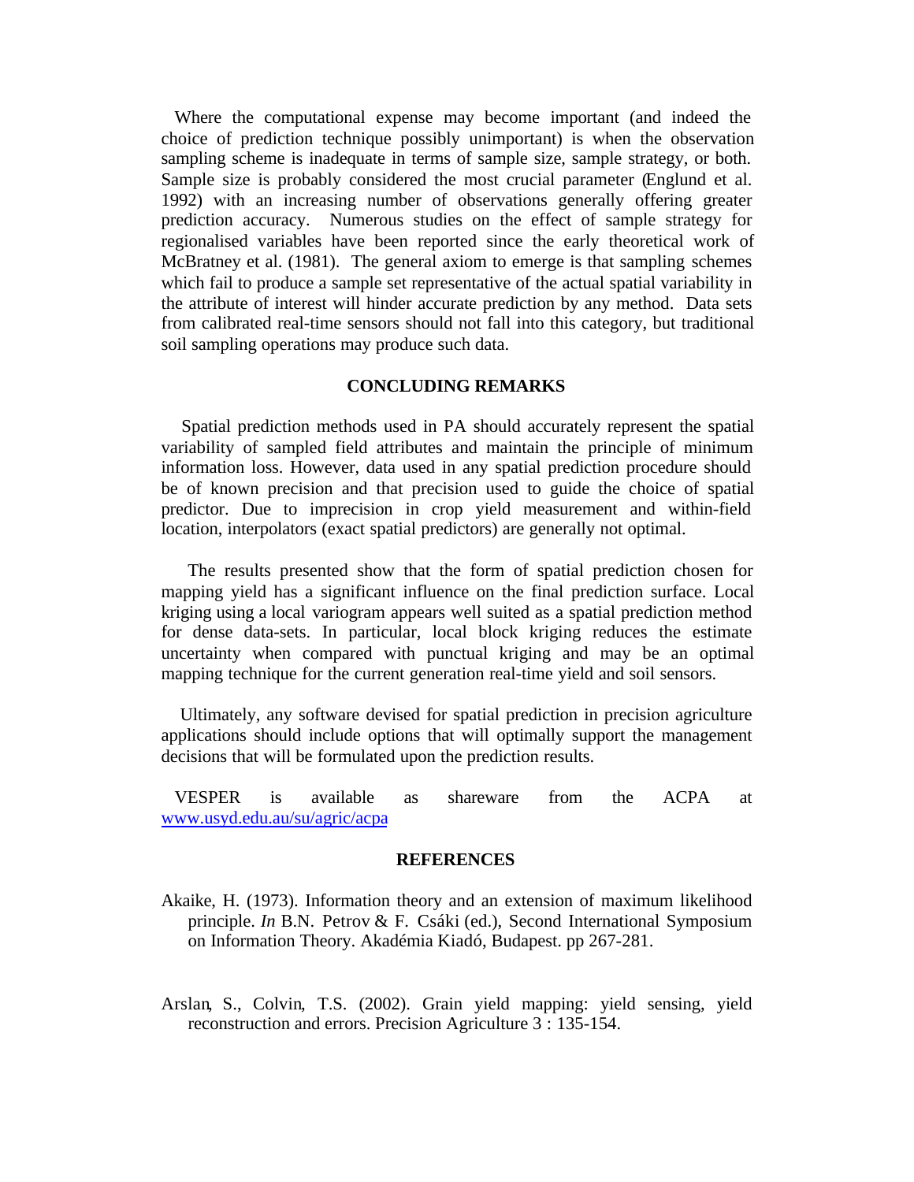Where the computational expense may become important (and indeed the choice of prediction technique possibly unimportant) is when the observation sampling scheme is inadequate in terms of sample size, sample strategy, or both. Sample size is probably considered the most crucial parameter (Englund et al. 1992) with an increasing number of observations generally offering greater prediction accuracy. Numerous studies on the effect of sample strategy for regionalised variables have been reported since the early theoretical work of McBratney et al. (1981). The general axiom to emerge is that sampling schemes which fail to produce a sample set representative of the actual spatial variability in the attribute of interest will hinder accurate prediction by any method. Data sets from calibrated real-time sensors should not fall into this category, but traditional soil sampling operations may produce such data.

## CONCLUDING REMARKS

Spatial prediction methods used in PA should accurately represent the spatial variability of sampled field attributes and maintain the principle of minimum information loss. However, data used in any spatial prediction procedure should be of known precision and that precision used to guide the choice of spatial predictor. Due to imprecision in crop yield measurement and within-field location, interpolators (exact spatial predictors) are generally not optimal.

The results presented show that the form of spatial prediction chosen for mapping yield has a significant influence on the final prediction surface. Local kriging using a local variogram appears well suited as a spatial prediction method for dense data-sets. In particular, local block kriging reduces the estimate uncertainty when compared with punctual kriging and may be an optimal mapping technique for the current generation real-time yield and soil sensors.

Ultimately, any software devised for spatial prediction in precision agriculture applications should include options that will optimally support the management decisions that will be formulated upon the prediction results.

VESPER is available as shareware from the ACPA at www.usyd.edu.au/su/agric/acpa

## REFERENCES

Akaike, H. (1973). Information theory and an extension of maximum likelihood principle. *In* B.N. Petrov & F. Csáki (ed.), Second International Symposium on Information Theory. Akadémia Kiadó, Budapest. pp 267-281.

Arslan, S., Colvin, T.S. (2002). Grain yield mapping: yield sensing, yield reconstruction and errors. Precision Agriculture 3 : 135-154.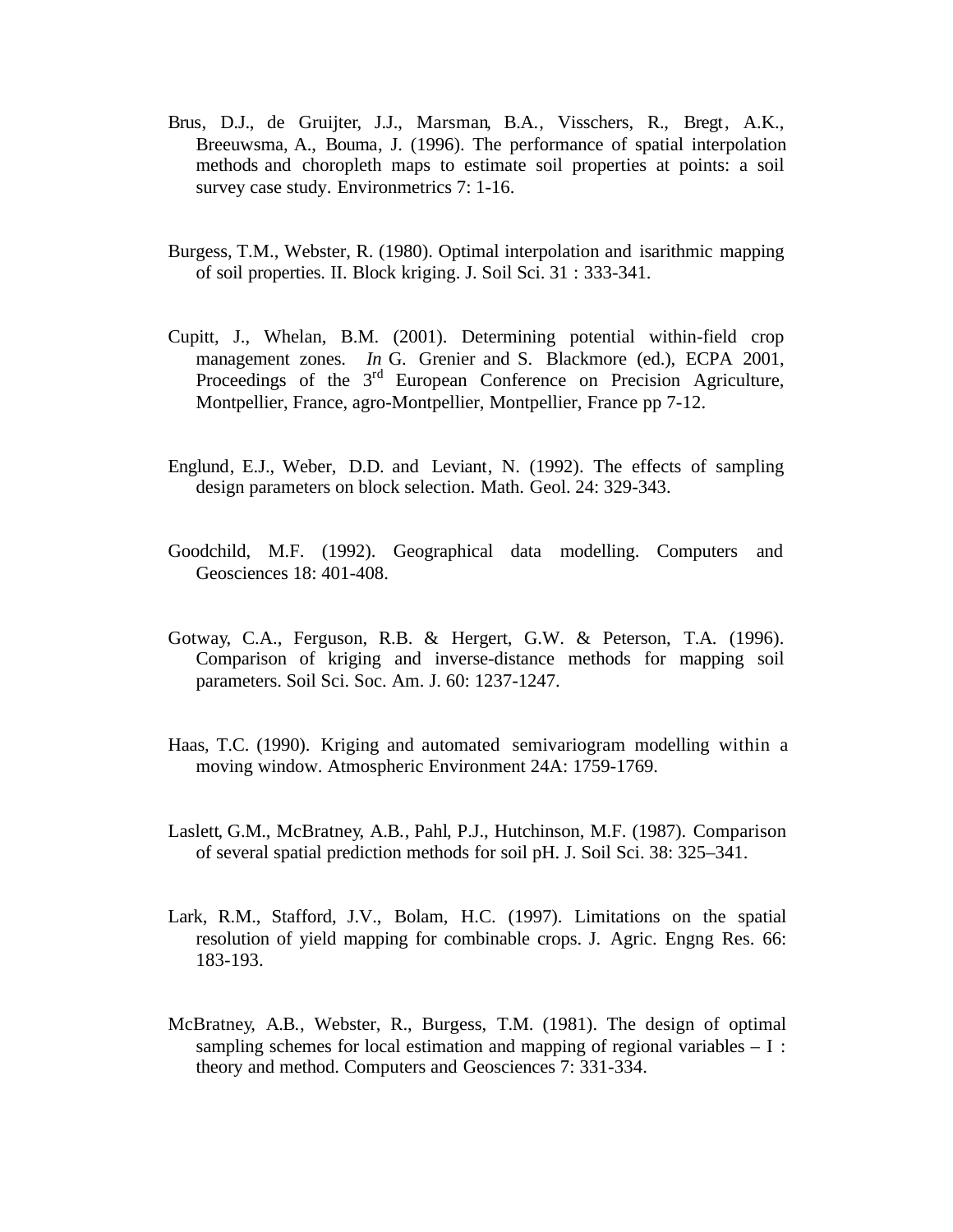Brus, D.J., de Gruijter, J.J., Marsman, B.A., Visschers, R., Bregt, A.K., Breeuwsma, A., Bouma, J. (1996). The performance of spatial interpolation methods and choropleth maps to estimate soil properties at points: a soil survey case study. Environmetrics 7: 1-16.

Burgess, T.M., Webster, R. (1980). Optimal interpolation and isarithmic mapping of soil properties. II. Block kriging. J. Soil Sci. 31 : 333-341.

Cupitt, J., Whelan, B.M. (2001). Determining potential within-field crop management zones. *In* G. Grenier and S. Blackmore (ed.), ECPA 2001, Proceedings of the 3rd European Conference on Precision Agriculture, Montpellier, France, agro-Montpellier, Montpellier, France pp 7-12.

Englund, E.J., Weber, D.D. and Leviant, N. (1992). The effects of sampling design parameters on block selection. Math. Geol. 24: 329-343.

Goodchild, M.F. (1992). Geographical data modelling. Computers and Geosciences 18: 401-408.

Gotway, C.A., Ferguson, R.B. & Hergert, G.W. & Peterson, T.A. (1996). Comparison of kriging and inverse-distance methods for mapping soil parameters. Soil Sci. Soc. Am. J. 60: 1237-1247.

Haas, T.C. (1990). Kriging and automated semivariogram modelling within a moving window. Atmospheric Environment 24A: 1759-1769.

Laslett, G.M., McBratney, A.B., Pahl, P.J., Hutchinson, M.F. (1987). Comparison of several spatial prediction methods for soil pH. J. Soil Sci. 38: 325–341.

Lark, R.M., Stafford, J.V., Bolam, H.C. (1997). Limitations on the spatial resolution of yield mapping for combinable crops. J. Agric. Engng Res. 66: 183-193.

McBratney, A.B., Webster, R., Burgess, T.M. (1981). The design of optimal sampling schemes for local estimation and mapping of regional variables – I : theory and method. Computers and Geosciences 7: 331-334.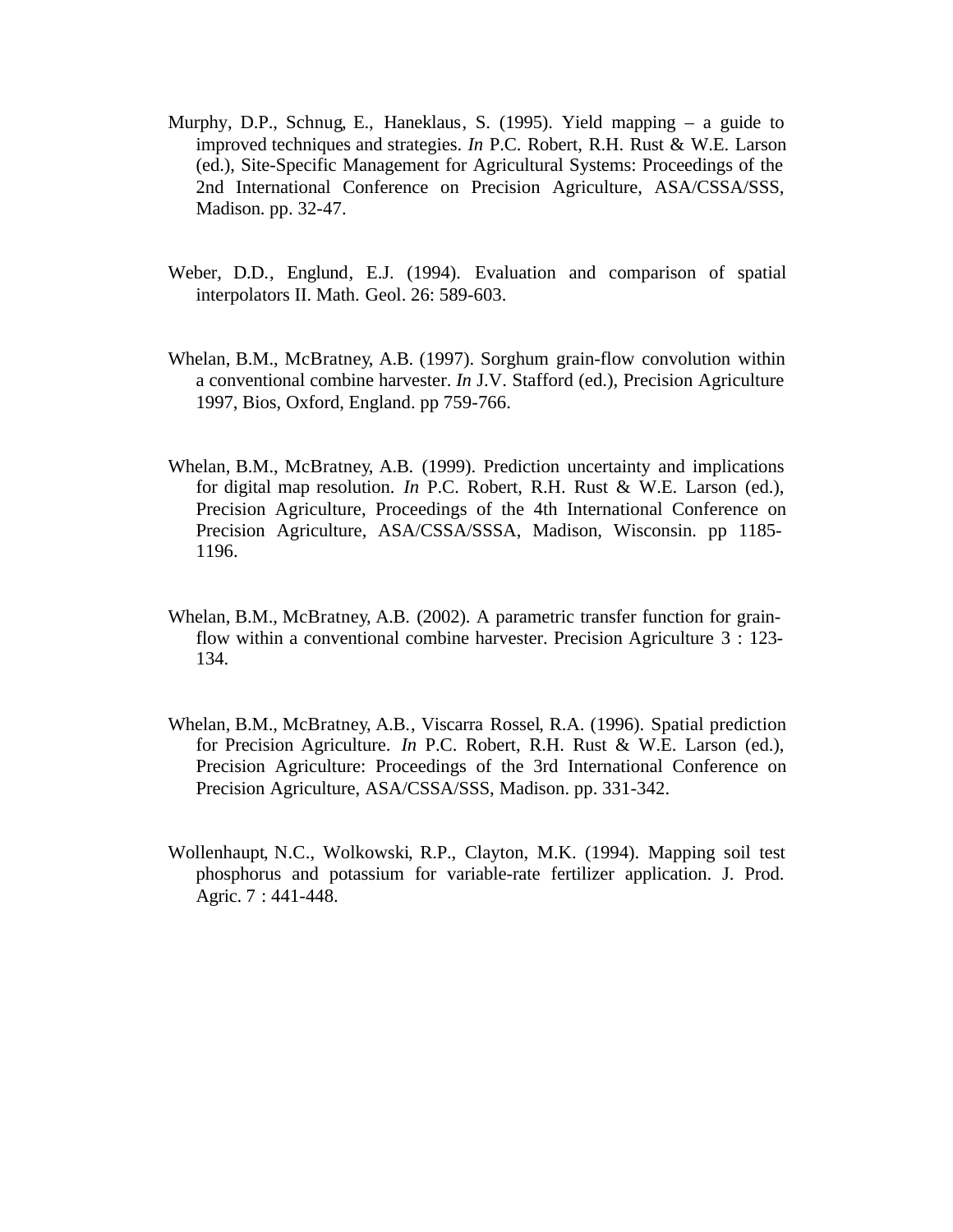Murphy, D.P., Schnug, E., Haneklaus, S. (1995). Yield mapping – a guide to improved techniques and strategies. *In* P.C. Robert, R.H. Rust & W.E. Larson (ed.), Site-Specific Management for Agricultural Systems: Proceedings of the 2nd International Conference on Precision Agriculture, ASA/CSSA/SSS, Madison. pp. 32-47.

Weber, D.D., Englund, E.J. (1994). Evaluation and comparison of spatial interpolators II. Math. Geol. 26: 589-603.

Whelan, B.M., McBratney, A.B. (1997). Sorghum grain-flow convolution within a conventional combine harvester. *In* J.V. Stafford (ed.), Precision Agriculture 1997, Bios, Oxford, England. pp 759-766.

Whelan, B.M., McBratney, A.B. (1999). Prediction uncertainty and implications for digital map resolution. *In* P.C. Robert, R.H. Rust & W.E. Larson (ed.), Precision Agriculture, Proceedings of the 4th International Conference on Precision Agriculture, ASA/CSSA/SSSA, Madison, Wisconsin. pp 1185-1196.

Whelan, B.M., McBratney, A.B. (2002). A parametric transfer function for grain-flow within a conventional combine harvester. Precision Agriculture 3 : 123-134.

Whelan, B.M., McBratney, A.B., Viscarra Rossel, R.A. (1996). Spatial prediction for Precision Agriculture. *In* P.C. Robert, R.H. Rust & W.E. Larson (ed.), Precision Agriculture: Proceedings of the 3rd International Conference on Precision Agriculture, ASA/CSSA/SSS, Madison. pp. 331-342.

Wollenhaupt, N.C., Wolkowski, R.P., Clayton, M.K. (1994). Mapping soil test phosphorus and potassium for variable-rate fertilizer application. J. Prod. Agric. 7 : 441-448.